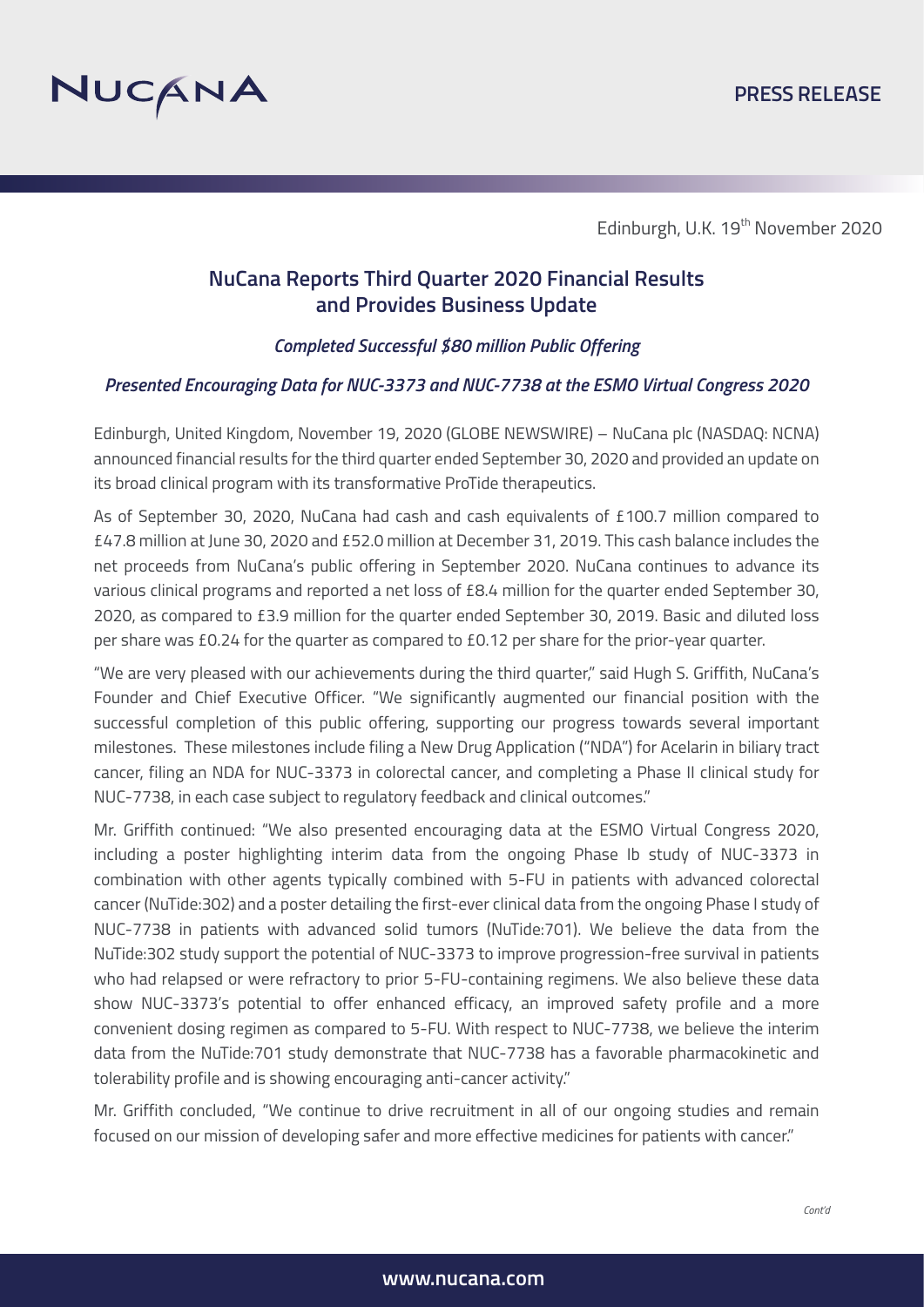NUCANA

PRESS RELEASE

Edinburgh, U.K. 19th November 2020

# NuCana Reports Third Quarter 2020 Financial Results and Provides Business Update

***Completed Successful $80 million Public Offering***

***Presented Encouraging Data for NUC-3373 and NUC-7738 at the ESMO Virtual Congress 2020***

Edinburgh, United Kingdom, November 19, 2020 (GLOBE NEWSWIRE) – NuCana plc (NASDAQ: NCNA) announced financial results for the third quarter ended September 30, 2020 and provided an update on its broad clinical program with its transformative ProTide therapeutics.

As of September 30, 2020, NuCana had cash and cash equivalents of £100.7 million compared to £47.8 million at June 30, 2020 and £52.0 million at December 31, 2019. This cash balance includes the net proceeds from NuCana's public offering in September 2020. NuCana continues to advance its various clinical programs and reported a net loss of £8.4 million for the quarter ended September 30, 2020, as compared to £3.9 million for the quarter ended September 30, 2019. Basic and diluted loss per share was £0.24 for the quarter as compared to £0.12 per share for the prior-year quarter.

"We are very pleased with our achievements during the third quarter," said Hugh S. Griffith, NuCana's Founder and Chief Executive Officer. "We significantly augmented our financial position with the successful completion of this public offering, supporting our progress towards several important milestones. These milestones include filing a New Drug Application ("NDA") for Acelarin in biliary tract cancer, filing an NDA for NUC-3373 in colorectal cancer, and completing a Phase II clinical study for NUC-7738, in each case subject to regulatory feedback and clinical outcomes."

Mr. Griffith continued: "We also presented encouraging data at the ESMO Virtual Congress 2020, including a poster highlighting interim data from the ongoing Phase Ib study of NUC-3373 in combination with other agents typically combined with 5-FU in patients with advanced colorectal cancer (NuTide:302) and a poster detailing the first-ever clinical data from the ongoing Phase I study of NUC-7738 in patients with advanced solid tumors (NuTide:701). We believe the data from the NuTide:302 study support the potential of NUC-3373 to improve progression-free survival in patients who had relapsed or were refractory to prior 5-FU-containing regimens. We also believe these data show NUC-3373's potential to offer enhanced efficacy, an improved safety profile and a more convenient dosing regimen as compared to 5-FU. With respect to NUC-7738, we believe the interim data from the NuTide:701 study demonstrate that NUC-7738 has a favorable pharmacokinetic and tolerability profile and is showing encouraging anti-cancer activity."

Mr. Griffith concluded, "We continue to drive recruitment in all of our ongoing studies and remain focused on our mission of developing safer and more effective medicines for patients with cancer."

*Cont'd*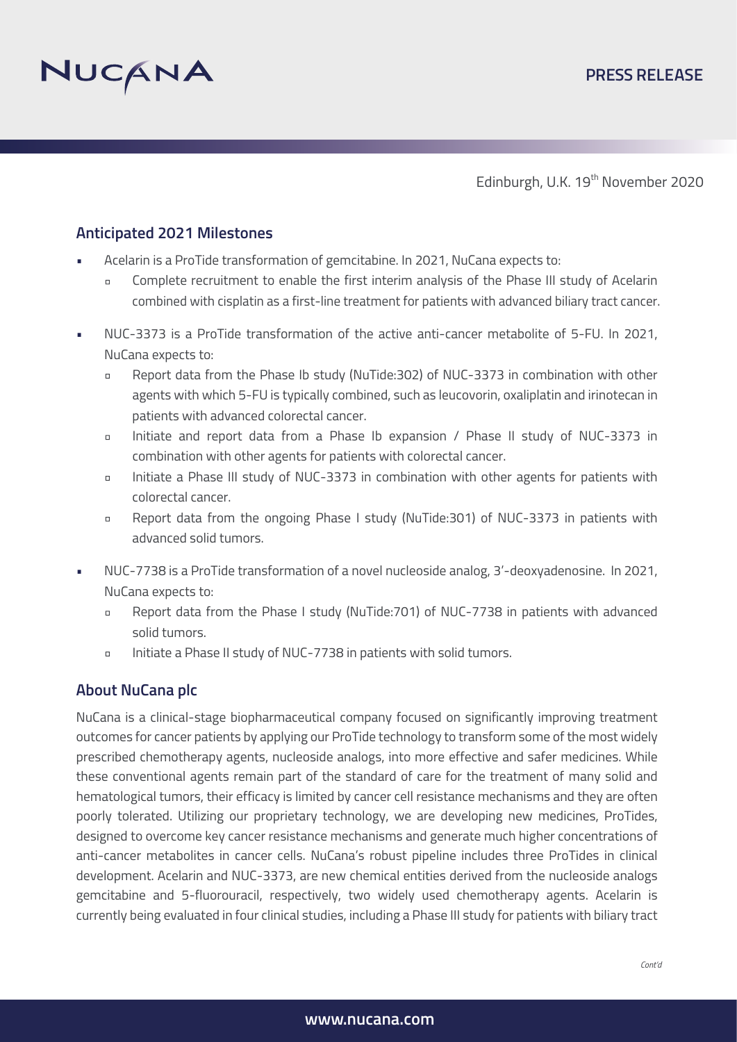Edinburgh, U.K. 19th November 2020

## Anticipated 2021 Milestones

- Acelarin is a ProTide transformation of gemcitabine. In 2021, NuCana expects to:
  - Complete recruitment to enable the first interim analysis of the Phase III study of Acelarin combined with cisplatin as a first-line treatment for patients with advanced biliary tract cancer.
- NUC-3373 is a ProTide transformation of the active anti-cancer metabolite of 5-FU. In 2021, NuCana expects to:
  - Report data from the Phase Ib study (NuTide:302) of NUC-3373 in combination with other agents with which 5-FU is typically combined, such as leucovorin, oxaliplatin and irinotecan in patients with advanced colorectal cancer.
  - Initiate and report data from a Phase Ib expansion / Phase II study of NUC-3373 in combination with other agents for patients with colorectal cancer.
  - Initiate a Phase III study of NUC-3373 in combination with other agents for patients with colorectal cancer.
  - Report data from the ongoing Phase I study (NuTide:301) of NUC-3373 in patients with advanced solid tumors.
- NUC-7738 is a ProTide transformation of a novel nucleoside analog, 3'-deoxyadenosine. In 2021, NuCana expects to:
  - Report data from the Phase I study (NuTide:701) of NUC-7738 in patients with advanced solid tumors.
  - Initiate a Phase II study of NUC-7738 in patients with solid tumors.

## About NuCana plc

NuCana is a clinical-stage biopharmaceutical company focused on significantly improving treatment outcomes for cancer patients by applying our ProTide technology to transform some of the most widely prescribed chemotherapy agents, nucleoside analogs, into more effective and safer medicines. While these conventional agents remain part of the standard of care for the treatment of many solid and hematological tumors, their efficacy is limited by cancer cell resistance mechanisms and they are often poorly tolerated. Utilizing our proprietary technology, we are developing new medicines, ProTides, designed to overcome key cancer resistance mechanisms and generate much higher concentrations of anti-cancer metabolites in cancer cells. NuCana's robust pipeline includes three ProTides in clinical development. Acelarin and NUC-3373, are new chemical entities derived from the nucleoside analogs gemcitabine and 5-fluorouracil, respectively, two widely used chemotherapy agents. Acelarin is currently being evaluated in four clinical studies, including a Phase III study for patients with biliary tract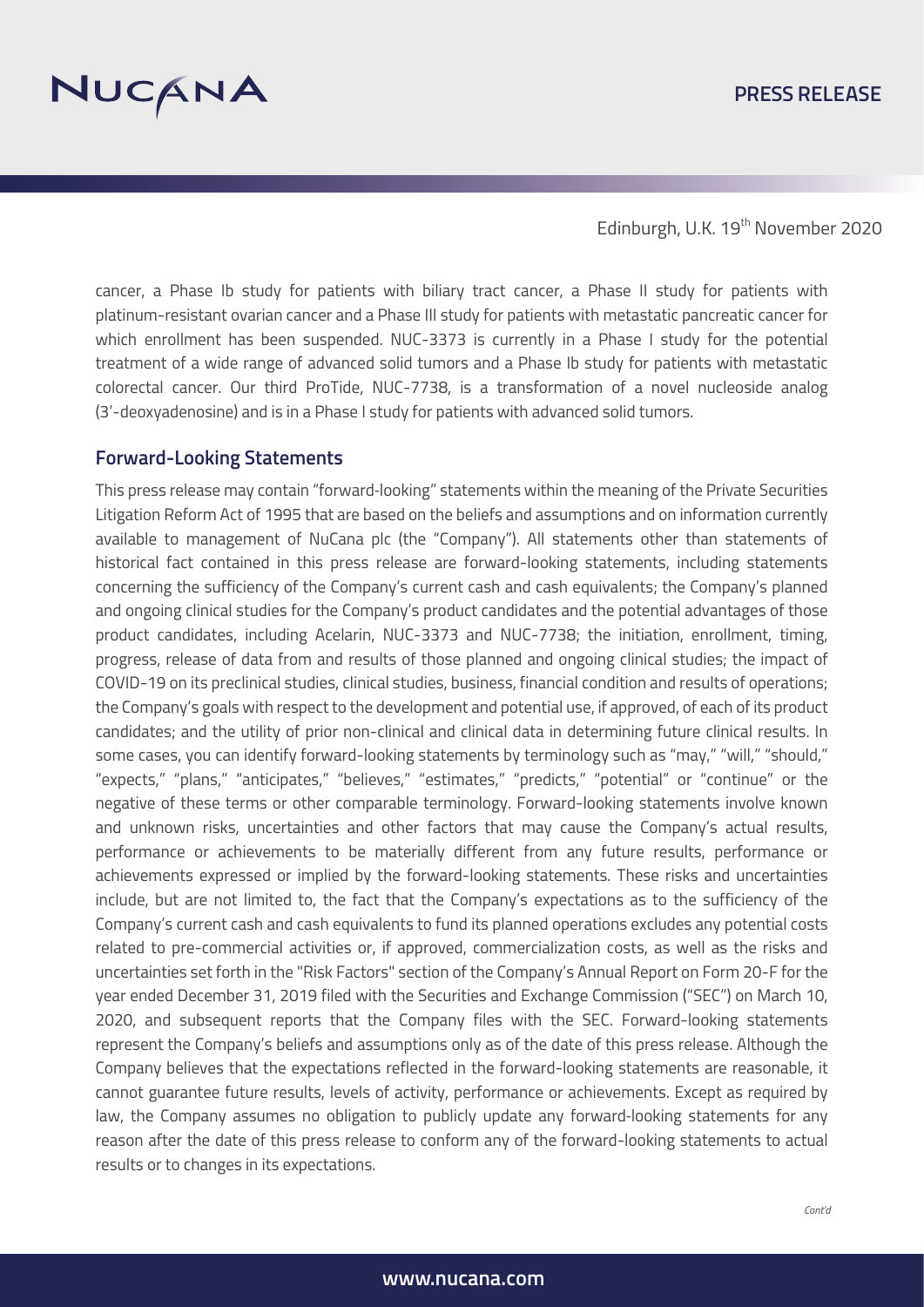cancer, a Phase Ib study for patients with biliary tract cancer, a Phase II study for patients with platinum-resistant ovarian cancer and a Phase III study for patients with metastatic pancreatic cancer for which enrollment has been suspended. NUC-3373 is currently in a Phase I study for the potential treatment of a wide range of advanced solid tumors and a Phase Ib study for patients with metastatic colorectal cancer. Our third ProTide, NUC-7738, is a transformation of a novel nucleoside analog (3'-deoxyadenosine) and is in a Phase I study for patients with advanced solid tumors.

## Forward-Looking Statements

This press release may contain "forward-looking" statements within the meaning of the Private Securities Litigation Reform Act of 1995 that are based on the beliefs and assumptions and on information currently available to management of NuCana plc (the "Company"). All statements other than statements of historical fact contained in this press release are forward-looking statements, including statements concerning the sufficiency of the Company's current cash and cash equivalents; the Company's planned and ongoing clinical studies for the Company's product candidates and the potential advantages of those product candidates, including Acelarin, NUC-3373 and NUC-7738; the initiation, enrollment, timing, progress, release of data from and results of those planned and ongoing clinical studies; the impact of COVID-19 on its preclinical studies, clinical studies, business, financial condition and results of operations; the Company's goals with respect to the development and potential use, if approved, of each of its product candidates; and the utility of prior non-clinical and clinical data in determining future clinical results. In some cases, you can identify forward-looking statements by terminology such as "may," "will," "should," "expects," "plans," "anticipates," "believes," "estimates," "predicts," "potential" or "continue" or the negative of these terms or other comparable terminology. Forward-looking statements involve known and unknown risks, uncertainties and other factors that may cause the Company's actual results, performance or achievements to be materially different from any future results, performance or achievements expressed or implied by the forward-looking statements. These risks and uncertainties include, but are not limited to, the fact that the Company's expectations as to the sufficiency of the Company's current cash and cash equivalents to fund its planned operations excludes any potential costs related to pre-commercial activities or, if approved, commercialization costs, as well as the risks and uncertainties set forth in the "Risk Factors" section of the Company's Annual Report on Form 20-F for the year ended December 31, 2019 filed with the Securities and Exchange Commission ("SEC") on March 10, 2020, and subsequent reports that the Company files with the SEC. Forward-looking statements represent the Company's beliefs and assumptions only as of the date of this press release. Although the Company believes that the expectations reflected in the forward-looking statements are reasonable, it cannot guarantee future results, levels of activity, performance or achievements. Except as required by law, the Company assumes no obligation to publicly update any forward-looking statements for any reason after the date of this press release to conform any of the forward-looking statements to actual results or to changes in its expectations.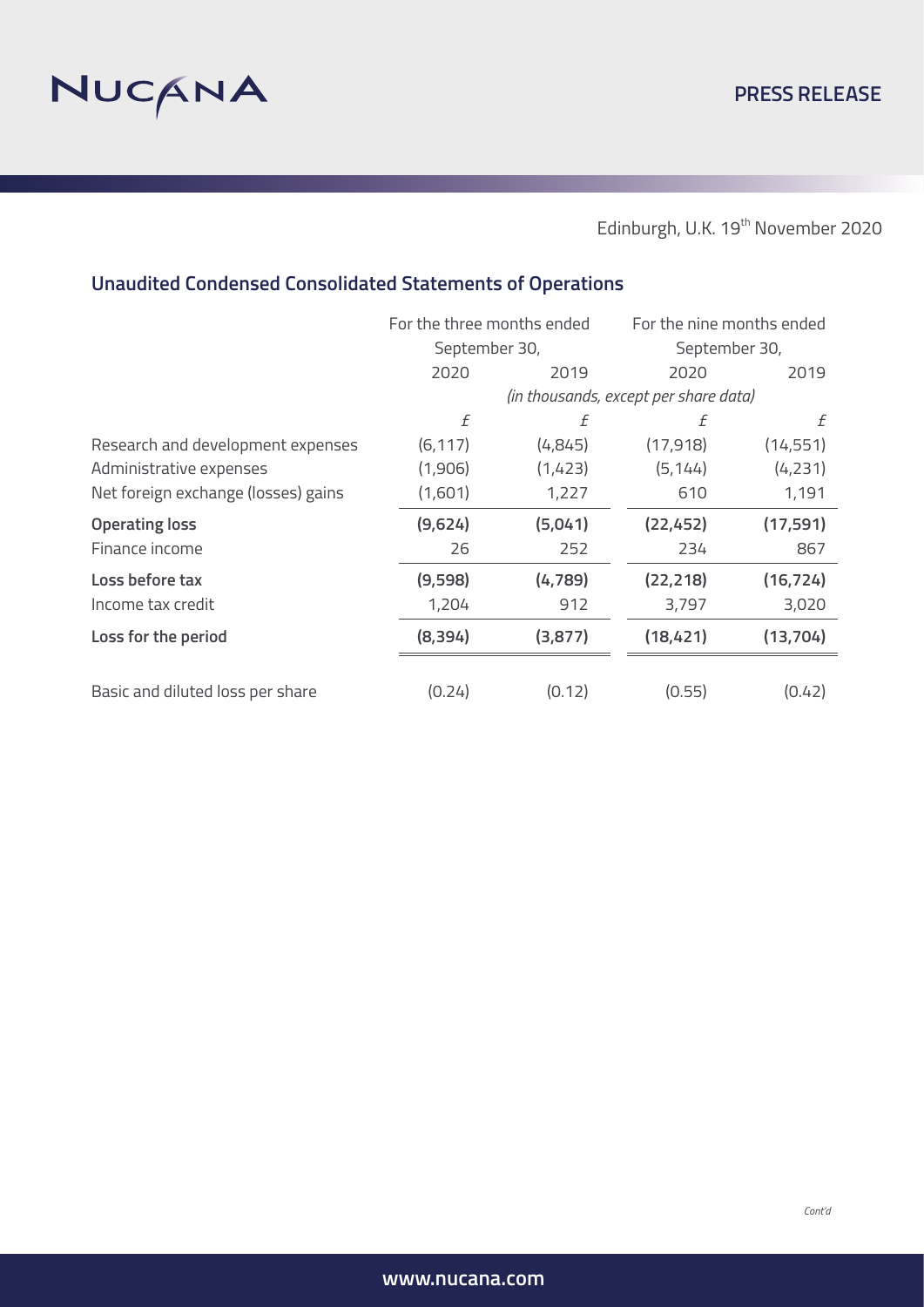Edinburgh, U.K. 19th November 2020

## Unaudited Condensed Consolidated Statements of Operations

| | For the three months ended September 30, | | For the nine months ended September 30, | |
|---|---|---|---|---|
| | 2020 | 2019 | 2020 | 2019 |
| | *(in thousands, except per share data)* | | | |
| | £ | £ | £ | £ |
| Research and development expenses | (6,117) | (4,845) | (17,918) | (14,551) |
| Administrative expenses | (1,906) | (1,423) | (5,144) | (4,231) |
| Net foreign exchange (losses) gains | (1,601) | 1,227 | 610 | 1,191 |
| **Operating loss** | **(9,624)** | **(5,041)** | **(22,452)** | **(17,591)** |
| Finance income | 26 | 252 | 234 | 867 |
| **Loss before tax** | **(9,598)** | **(4,789)** | **(22,218)** | **(16,724)** |
| Income tax credit | 1,204 | 912 | 3,797 | 3,020 |
| **Loss for the period** | **(8,394)** | **(3,877)** | **(18,421)** | **(13,704)** |
| Basic and diluted loss per share | (0.24) | (0.12) | (0.55) | (0.42) |

*Cont'd*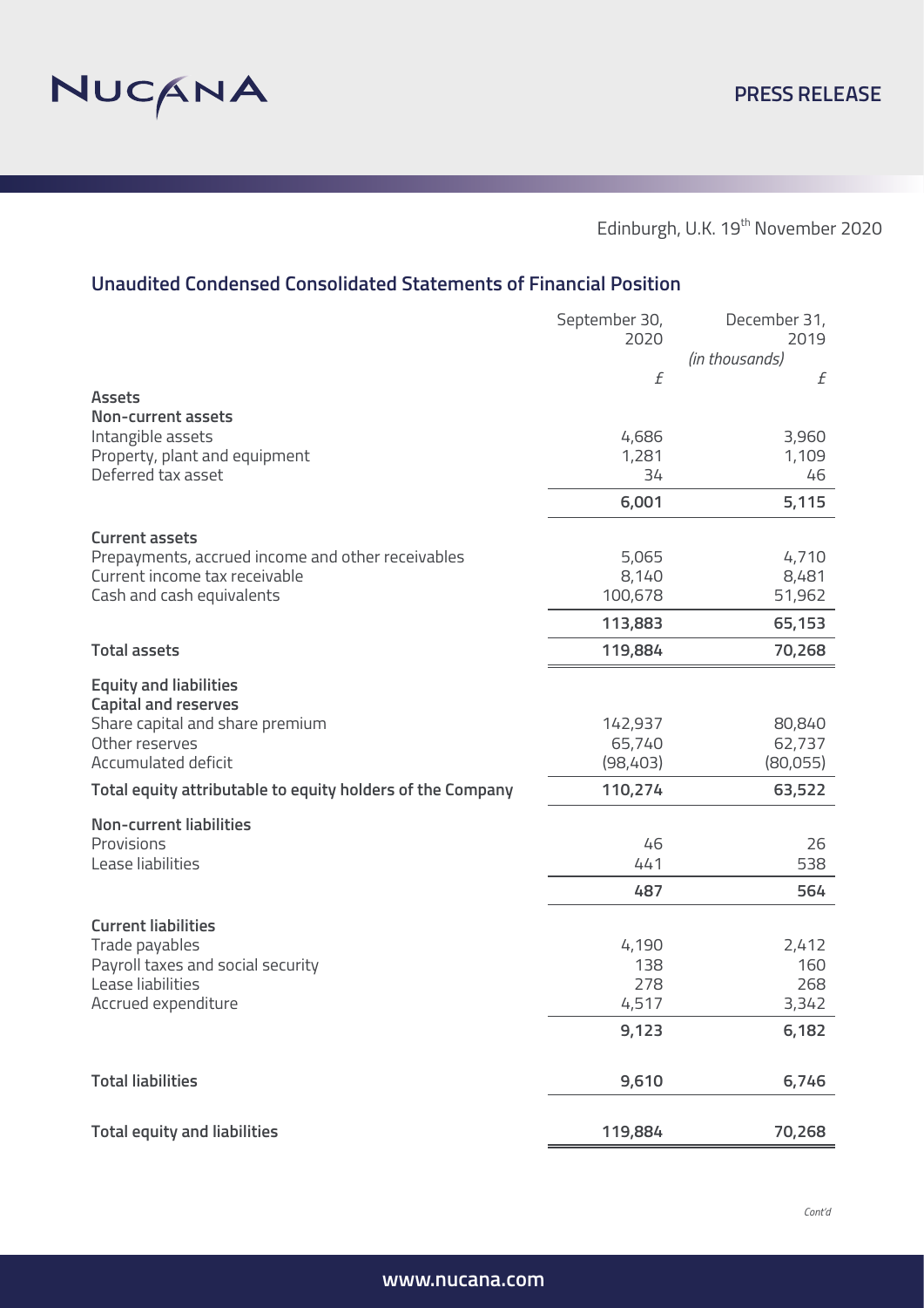Edinburgh, U.K. 19th November 2020

## Unaudited Condensed Consolidated Statements of Financial Position

| | September 30, 2020 | December 31, 2019 |
|---|---|---|
| | *(in thousands)* | |
| | *£* | *£* |
| **Assets** | | |
| **Non-current assets** | | |
| Intangible assets | 4,686 | 3,960 |
| Property, plant and equipment | 1,281 | 1,109 |
| Deferred tax asset | 34 | 46 |
| | **6,001** | **5,115** |
| **Current assets** | | |
| Prepayments, accrued income and other receivables | 5,065 | 4,710 |
| Current income tax receivable | 8,140 | 8,481 |
| Cash and cash equivalents | 100,678 | 51,962 |
| | **113,883** | **65,153** |
| **Total assets** | **119,884** | **70,268** |
| **Equity and liabilities** | | |
| **Capital and reserves** | | |
| Share capital and share premium | 142,937 | 80,840 |
| Other reserves | 65,740 | 62,737 |
| Accumulated deficit | (98,403) | (80,055) |
| **Total equity attributable to equity holders of the Company** | **110,274** | **63,522** |
| **Non-current liabilities** | | |
| Provisions | 46 | 26 |
| Lease liabilities | 441 | 538 |
| | **487** | **564** |
| **Current liabilities** | | |
| Trade payables | 4,190 | 2,412 |
| Payroll taxes and social security | 138 | 160 |
| Lease liabilities | 278 | 268 |
| Accrued expenditure | 4,517 | 3,342 |
| | **9,123** | **6,182** |
| **Total liabilities** | **9,610** | **6,746** |
| **Total equity and liabilities** | **119,884** | **70,268** |

*Cont'd*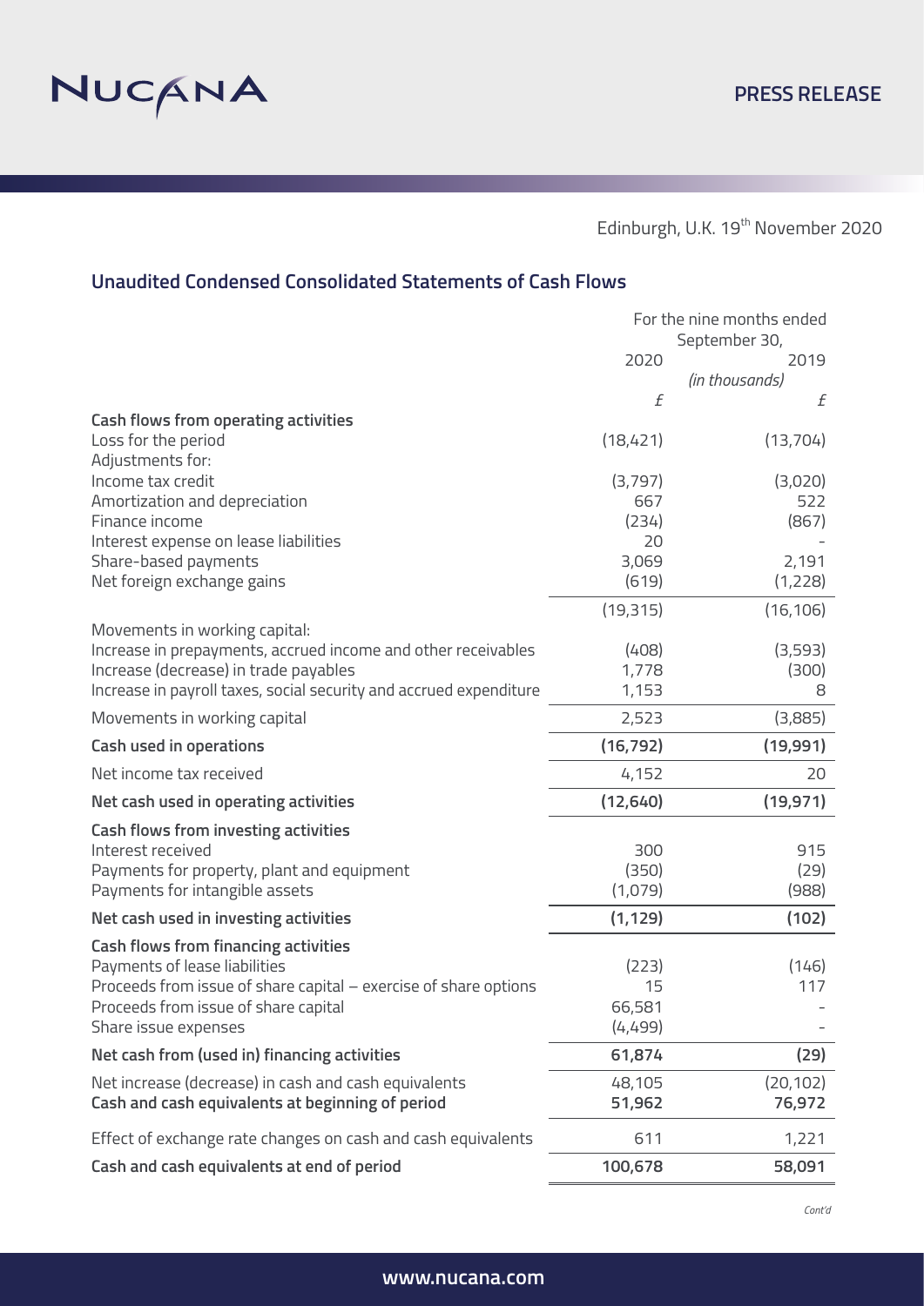NUCANA

PRESS RELEASE

Edinburgh, U.K. 19th November 2020

## Unaudited Condensed Consolidated Statements of Cash Flows

| | For the nine months ended September 30, | |
|---|---|---|
| | 2020 | 2019 |
| | *(in thousands)* | |
| | £ | £ |
| **Cash flows from operating activities** | | |
| Loss for the period | (18,421) | (13,704) |
| Adjustments for: | | |
| Income tax credit | (3,797) | (3,020) |
| Amortization and depreciation | 667 | 522 |
| Finance income | (234) | (867) |
| Interest expense on lease liabilities | 20 | - |
| Share-based payments | 3,069 | 2,191 |
| Net foreign exchange gains | (619) | (1,228) |
| | (19,315) | (16,106) |
| Movements in working capital: | | |
| Increase in prepayments, accrued income and other receivables | (408) | (3,593) |
| Increase (decrease) in trade payables | 1,778 | (300) |
| Increase in payroll taxes, social security and accrued expenditure | 1,153 | 8 |
| Movements in working capital | 2,523 | (3,885) |
| **Cash used in operations** | **(16,792)** | **(19,991)** |
| Net income tax received | 4,152 | 20 |
| **Net cash used in operating activities** | **(12,640)** | **(19,971)** |
| **Cash flows from investing activities** | | |
| Interest received | 300 | 915 |
| Payments for property, plant and equipment | (350) | (29) |
| Payments for intangible assets | (1,079) | (988) |
| **Net cash used in investing activities** | **(1,129)** | **(102)** |
| **Cash flows from financing activities** | | |
| Payments of lease liabilities | (223) | (146) |
| Proceeds from issue of share capital – exercise of share options | 15 | 117 |
| Proceeds from issue of share capital | 66,581 | - |
| Share issue expenses | (4,499) | - |
| **Net cash from (used in) financing activities** | **61,874** | **(29)** |
| Net increase (decrease) in cash and cash equivalents | 48,105 | (20,102) |
| **Cash and cash equivalents at beginning of period** | **51,962** | **76,972** |
| Effect of exchange rate changes on cash and cash equivalents | 611 | 1,221 |
| **Cash and cash equivalents at end of period** | **100,678** | **58,091** |

*Cont'd*

www.nucana.com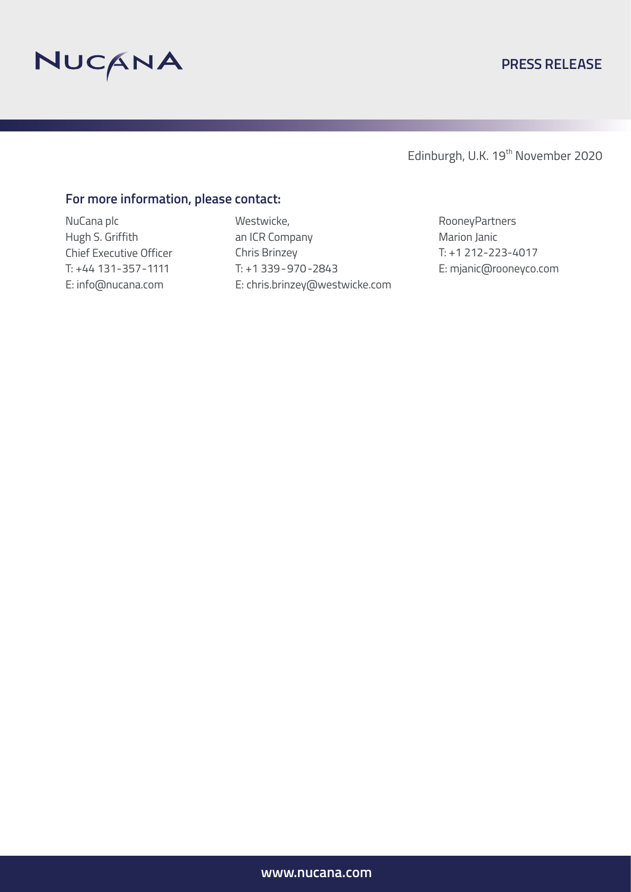Edinburgh, U.K. 19th November 2020

**For more information, please contact:**

NuCana plc
Hugh S. Griffith
Chief Executive Officer
T: +44 131-357-1111
E: info@nucana.com

Westwicke,
an ICR Company
Chris Brinzey
T: +1 339-970-2843
E: chris.brinzey@westwicke.com

RooneyPartners
Marion Janic
T: +1 212-223-4017
E: mjanic@rooneyco.com